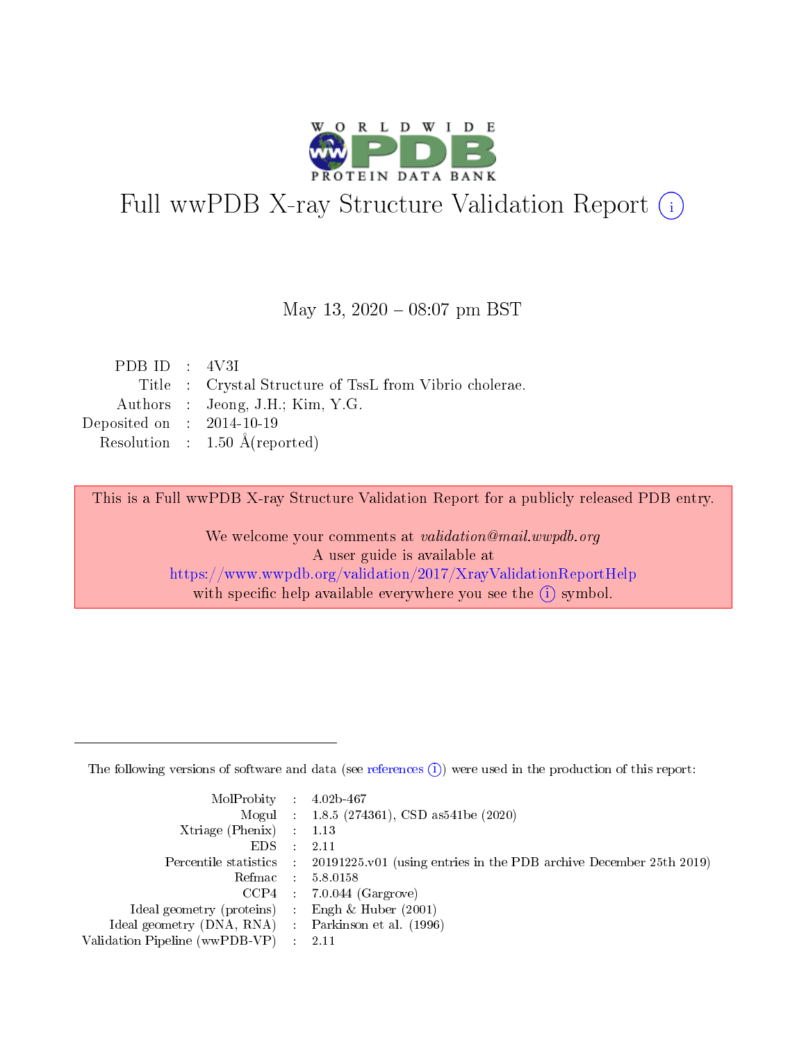# Full wwPDB X-ray Structure Validation Report (i)

May 13, 2020 – 08:07 pm BST

| | | |
|---|---|---|
| PDB ID | : | 4V3I |
| Title | : | Crystal Structure of TssL from Vibrio cholerae. |
| Authors | : | Jeong, J.H.; Kim, Y.G. |
| Deposited on | : | 2014-10-19 |
| Resolution | : | 1.50 Å(reported) |

This is a Full wwPDB X-ray Structure Validation Report for a publicly released PDB entry.

We welcome your comments at *validation@mail.wwpdb.org*
A user guide is available at
https://www.wwpdb.org/validation/2017/XrayValidationReportHelp
with specific help available everywhere you see the (i) symbol.

The following versions of software and data (see references (i)) were used in the production of this report:

| | | |
|---|---|---|
| MolProbity | : | 4.02b-467 |
| Mogul | : | 1.8.5 (274361), CSD as541be (2020) |
| Xtriage (Phenix) | : | 1.13 |
| EDS | : | 2.11 |
| Percentile statistics | : | 20191225.v01 (using entries in the PDB archive December 25th 2019) |
| Refmac | : | 5.8.0158 |
| CCP4 | : | 7.0.044 (Gargrove) |
| Ideal geometry (proteins) | : | Engh & Huber (2001) |
| Ideal geometry (DNA, RNA) | : | Parkinson et al. (1996) |
| Validation Pipeline (wwPDB-VP) | : | 2.11 |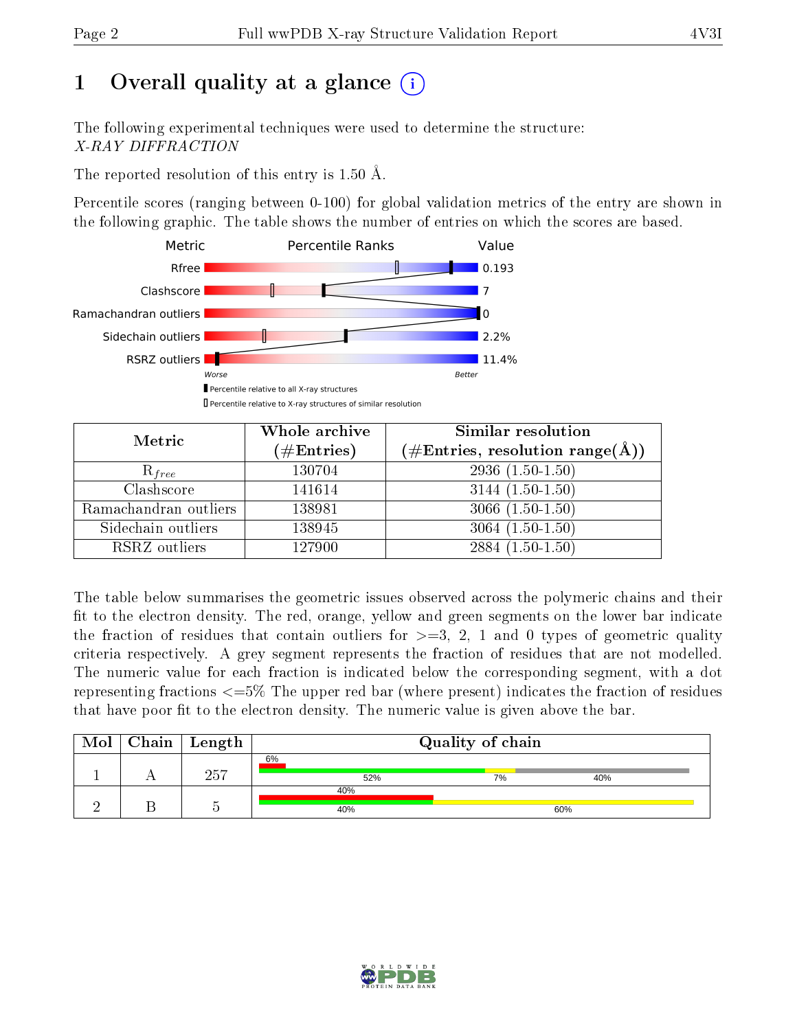# 1 Overall quality at a glance (i)

The following experimental techniques were used to determine the structure:
*X-RAY DIFFRACTION*

The reported resolution of this entry is 1.50 Å.

Percentile scores (ranging between 0-100) for global validation metrics of the entry are shown in the following graphic. The table shows the number of entries on which the scores are based.

| Metric | Value |
|---|---|
| Rfree | 0.193 |
| Clashscore | 7 |
| Ramachandran outliers | 0 |
| Sidechain outliers | 2.2% |
| RSRZ outliers | 11.4% |

Worse — Better

▮ Percentile relative to all X-ray structures
▯ Percentile relative to X-ray structures of similar resolution

| Metric | Whole archive (#Entries) | Similar resolution (#Entries, resolution range(Å)) |
|---|---|---|
| $R_{free}$ | 130704 | 2936 (1.50-1.50) |
| Clashscore | 141614 | 3144 (1.50-1.50) |
| Ramachandran outliers | 138981 | 3066 (1.50-1.50) |
| Sidechain outliers | 138945 | 3064 (1.50-1.50) |
| RSRZ outliers | 127900 | 2884 (1.50-1.50) |

The table below summarises the geometric issues observed across the polymeric chains and their fit to the electron density. The red, orange, yellow and green segments on the lower bar indicate the fraction of residues that contain outliers for >=3, 2, 1 and 0 types of geometric quality criteria respectively. A grey segment represents the fraction of residues that are not modelled. The numeric value for each fraction is indicated below the corresponding segment, with a dot representing fractions <=5% The upper red bar (where present) indicates the fraction of residues that have poor fit to the electron density. The numeric value is given above the bar.

| Mol | Chain | Length | Quality of chain |
|---|---|---|---|
| 1 | A | 257 | 6% (poor fit); 52% green, 7% yellow, 40% grey |
| 2 | B | 5 | 40% (poor fit); 40% green, 60% yellow |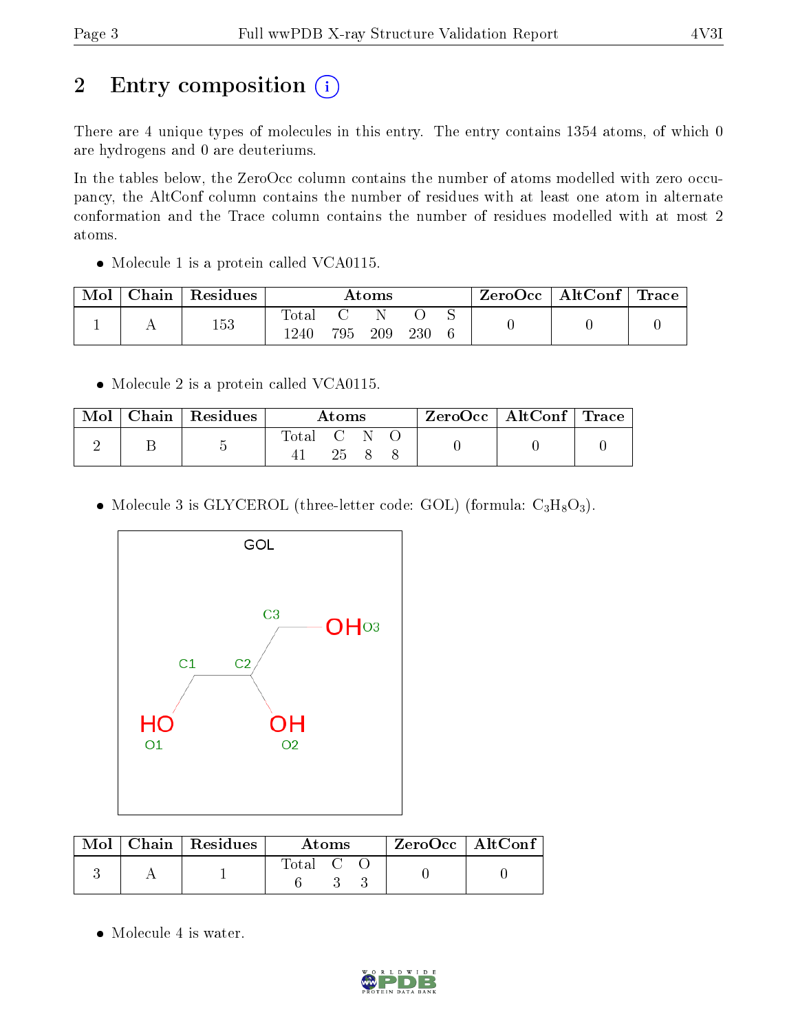## 2 Entry composition

There are 4 unique types of molecules in this entry. The entry contains 1354 atoms, of which 0 are hydrogens and 0 are deuteriums.

In the tables below, the ZeroOcc column contains the number of atoms modelled with zero occupancy, the AltConf column contains the number of residues with at least one atom in alternate conformation and the Trace column contains the number of residues modelled with at most 2 atoms.

- Molecule 1 is a protein called VCA0115.

| Mol | Chain | Residues | Atoms | | | | | ZeroOcc | AltConf | Trace |
|---|---|---|---|---|---|---|---|---|---|---|
| | | | Total | C | N | O | S | | | |
| 1 | A | 153 | 1240 | 795 | 209 | 230 | 6 | 0 | 0 | 0 |

- Molecule 2 is a protein called VCA0115.

| Mol | Chain | Residues | Atoms | | | | ZeroOcc | AltConf | Trace |
|---|---|---|---|---|---|---|---|---|---|
| | | | Total | C | N | O | | | |
| 2 | B | 5 | 41 | 25 | 8 | 8 | 0 | 0 | 0 |

- Molecule 3 is GLYCEROL (three-letter code: GOL) (formula: $C_3H_8O_3$).

| Mol | Chain | Residues | Atoms | | | ZeroOcc | AltConf |
|---|---|---|---|---|---|---|---|
| | | | Total | C | O | | |
| 3 | A | 1 | 6 | 3 | 3 | 0 | 0 |

- Molecule 4 is water.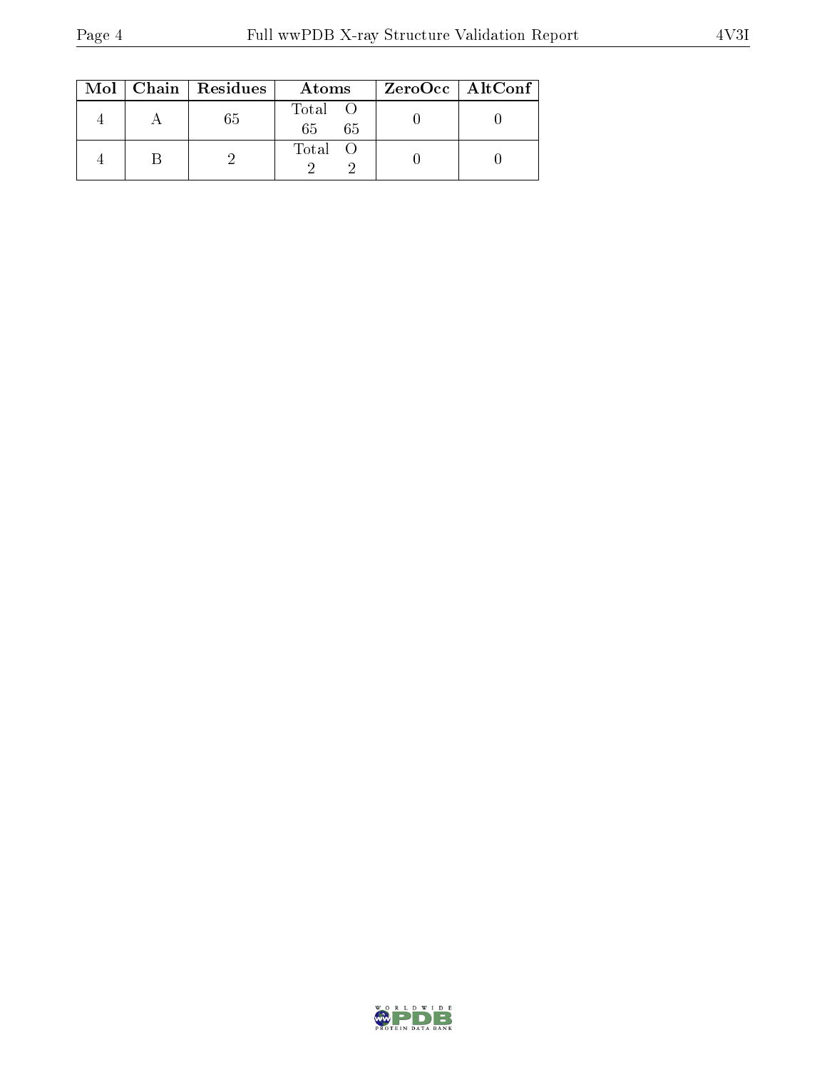| Mol | Chain | Residues | Atoms | ZeroOcc | AltConf |
|---|---|---|---|---|---|
| 4 | A | 65 | Total O<br>65 65 | 0 | 0 |
| 4 | B | 2 | Total O<br>2 2 | 0 | 0 |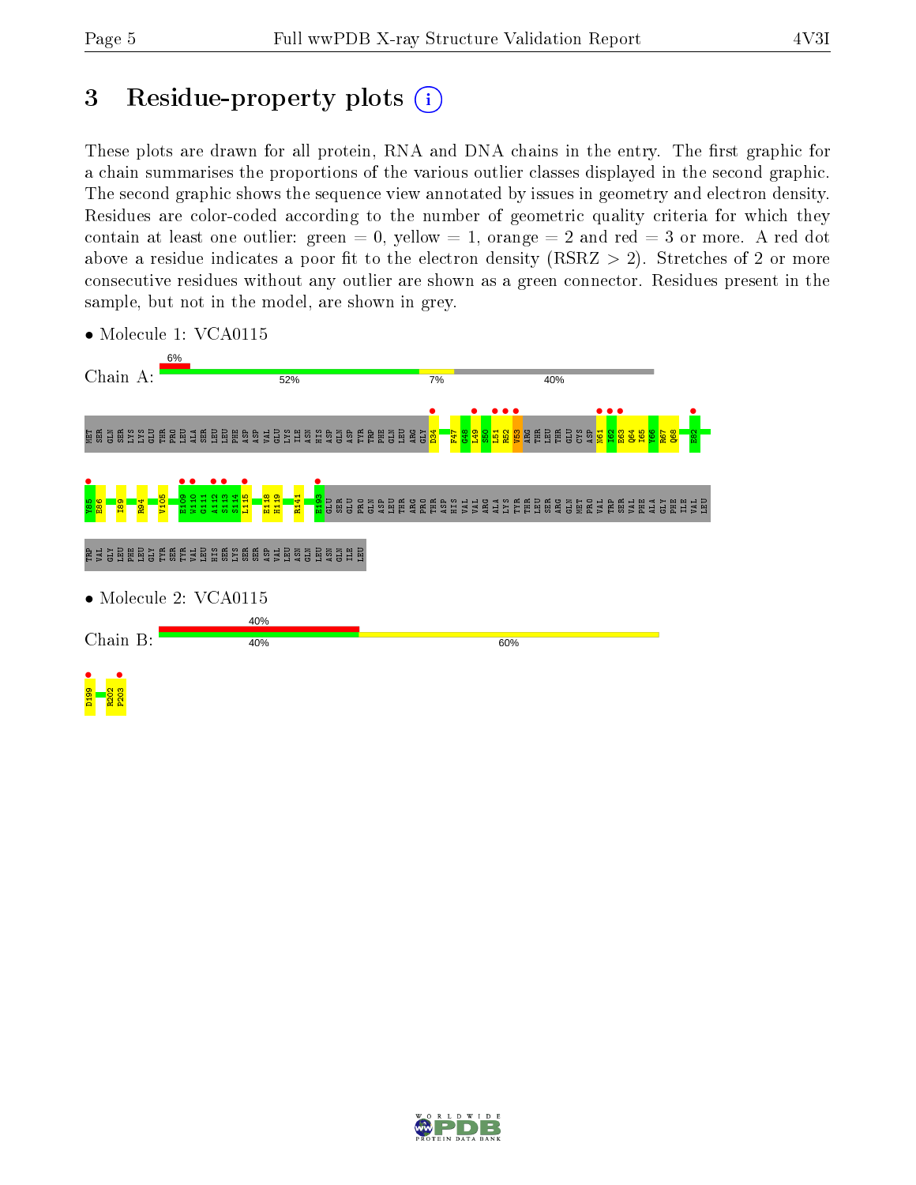# 3 Residue-property plots

These plots are drawn for all protein, RNA and DNA chains in the entry. The first graphic for a chain summarises the proportions of the various outlier classes displayed in the second graphic. The second graphic shows the sequence view annotated by issues in geometry and electron density. Residues are color-coded according to the number of geometric quality criteria for which they contain at least one outlier: green = 0, yellow = 1, orange = 2 and red = 3 or more. A red dot above a residue indicates a poor fit to the electron density (RSRZ > 2). Stretches of 2 or more consecutive residues without any outlier are shown as a green connector. Residues present in the sample, but not in the model, are shown in grey.

- Molecule 1: VCA0115

Chain A: 6% | 52% | 7% | 40%

MET SER GLN SER LYS LYS GLU THR PRO LEU ALA SER LEU LEU PHE ASP ASP VAL GLU LYS ILE ASN HIS ASP GLN ASP TYR TRP PHE GLN LEU ARG GLY D34 F47 Q48 L49 S50 L51 R52 V53 ARG THR LEU THR GLU CYS ASP N61 I62 E63 Q64 I65 Y66 R67 Q68 E82 Y85 E86 I89 R94 V105 E109 W110 G111 A112 S113 S114 L115 E118 H119 R141 E193 GLU SER PRO GLN ASP LEU THR ARG PRO THR ASP HIS VAL VAL ARG ALA LYS TYR THR LEU SER ARG GLN MET PRO VAL TRP SER VAL PHE ALA GLY PHE ILE VAL LEU TRP VAL GLY LEU PHE LEU GLY TYR SER TYR VAL LEU HIS SER LYS SER SER ASP VAL LEU ASN GLN LEU ASN GLN ILE LEU

- Molecule 2: VCA0115

Chain B: 40% | 40% | 60%

D199 R202 P203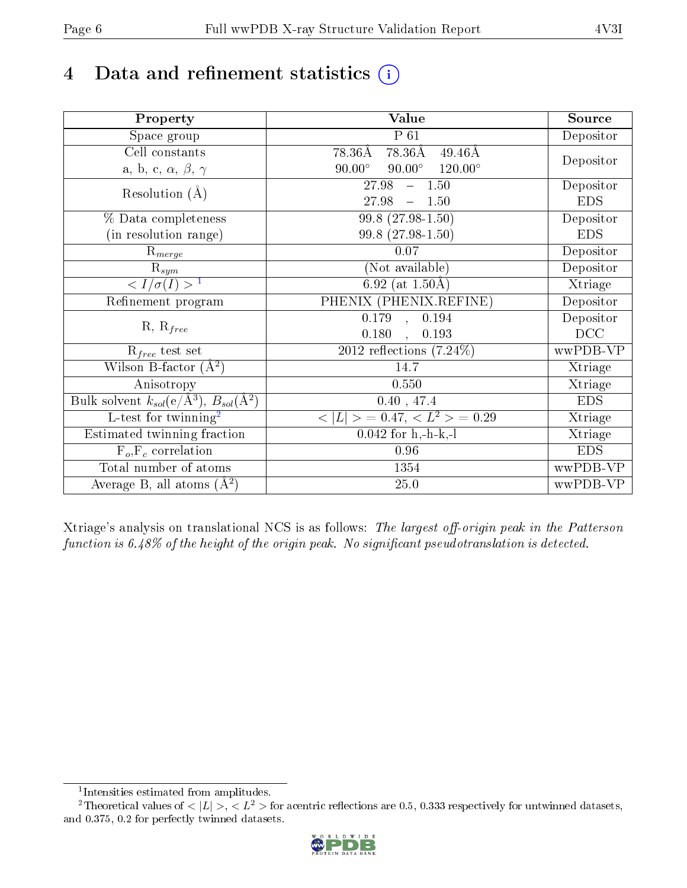# 4 Data and refinement statistics

| Property | Value | Source |
|---|---|---|
| Space group | P 61 | Depositor |
| Cell constants<br>a, b, c, $\alpha$, $\beta$, $\gamma$ | 78.36Å 78.36Å 49.46Å<br>90.00° 90.00° 120.00° | Depositor |
| Resolution (Å) | 27.98 – 1.50<br>27.98 – 1.50 | Depositor<br>EDS |
| % Data completeness<br>(in resolution range) | 99.8 (27.98-1.50)<br>99.8 (27.98-1.50) | Depositor<br>EDS |
| $R_{merge}$ | 0.07 | Depositor |
| $R_{sym}$ | (Not available) | Depositor |
| $< I/\sigma(I) >$ [1] | 6.92 (at 1.50Å) | Xtriage |
| Refinement program | PHENIX (PHENIX.REFINE) | Depositor |
| R, $R_{free}$ | 0.179 , 0.194<br>0.180 , 0.193 | Depositor<br>DCC |
| $R_{free}$ test set | 2012 reflections (7.24%) | wwPDB-VP |
| Wilson B-factor (Å$^2$) | 14.7 | Xtriage |
| Anisotropy | 0.550 | Xtriage |
| Bulk solvent $k_{sol}$(e/Å$^3$), $B_{sol}$(Å$^2$) | 0.40 , 47.4 | EDS |
| L-test for twinning[2] | $< \|L\| > = 0.47$, $< L^2 > = 0.29$ | Xtriage |
| Estimated twinning fraction | 0.042 for h,-h-k,-l | Xtriage |
| $F_o$,$F_c$ correlation | 0.96 | EDS |
| Total number of atoms | 1354 | wwPDB-VP |
| Average B, all atoms (Å$^2$) | 25.0 | wwPDB-VP |

Xtriage's analysis on translational NCS is as follows: *The largest off-origin peak in the Patterson function is 6.48% of the height of the origin peak. No significant pseudotranslation is detected.*

[1] Intensities estimated from amplitudes.

[2] Theoretical values of $< |L| >$, $< L^2 >$ for acentric reflections are 0.5, 0.333 respectively for untwinned datasets, and 0.375, 0.2 for perfectly twinned datasets.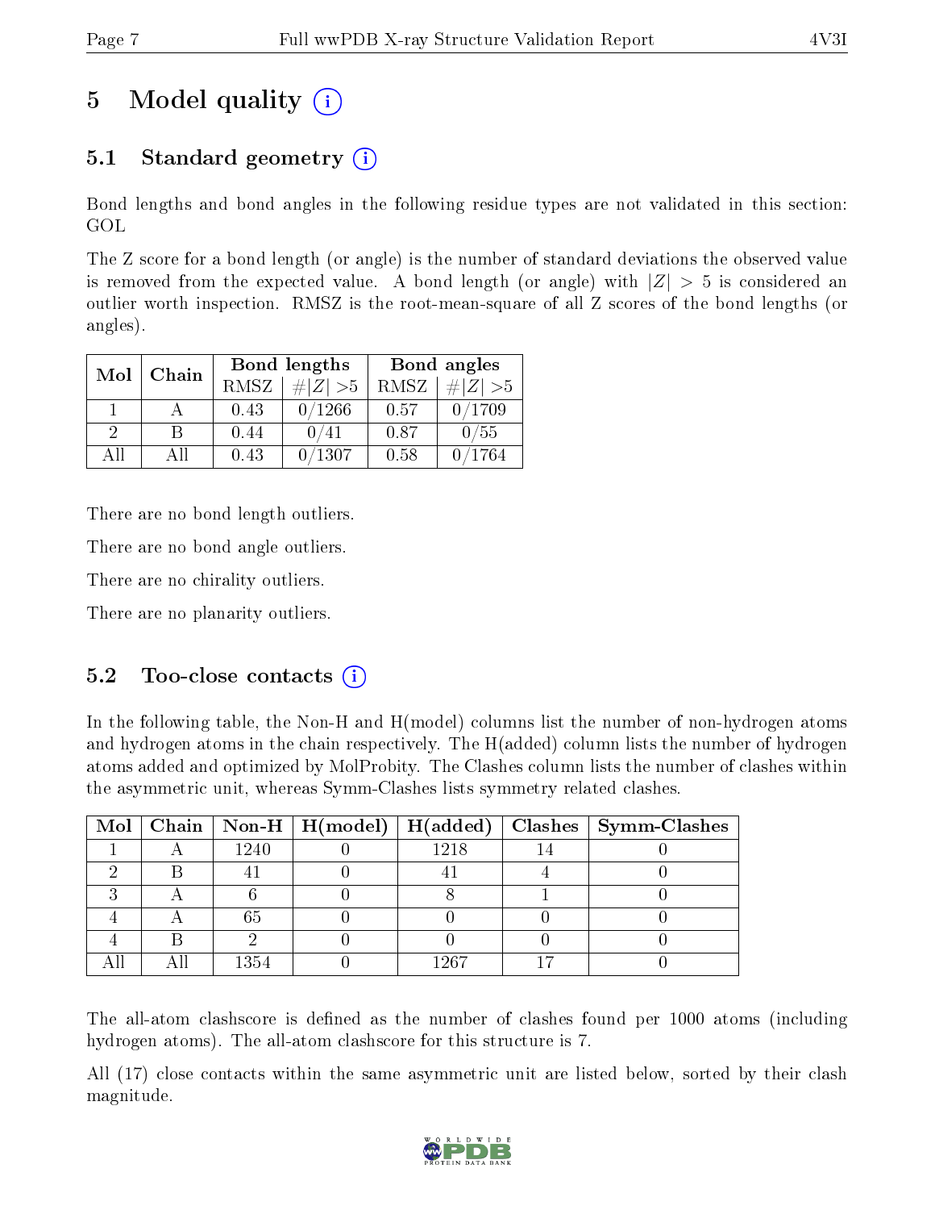# 5 Model quality

## 5.1 Standard geometry

Bond lengths and bond angles in the following residue types are not validated in this section: GOL

The Z score for a bond length (or angle) is the number of standard deviations the observed value is removed from the expected value. A bond length (or angle) with $|Z| > 5$ is considered an outlier worth inspection. RMSZ is the root-mean-square of all Z scores of the bond lengths (or angles).

| Mol | Chain | Bond lengths | | Bond angles | |
|---|---|---|---|---|---|
| | | RMSZ | $\#\|Z\| > 5$ | RMSZ | $\#\|Z\| > 5$ |
| 1 | A | 0.43 | 0/1266 | 0.57 | 0/1709 |
| 2 | B | 0.44 | 0/41 | 0.87 | 0/55 |
| All | All | 0.43 | 0/1307 | 0.58 | 0/1764 |

There are no bond length outliers.

There are no bond angle outliers.

There are no chirality outliers.

There are no planarity outliers.

## 5.2 Too-close contacts

In the following table, the Non-H and H(model) columns list the number of non-hydrogen atoms and hydrogen atoms in the chain respectively. The H(added) column lists the number of hydrogen atoms added and optimized by MolProbity. The Clashes column lists the number of clashes within the asymmetric unit, whereas Symm-Clashes lists symmetry related clashes.

| Mol | Chain | Non-H | H(model) | H(added) | Clashes | Symm-Clashes |
|---|---|---|---|---|---|---|
| 1 | A | 1240 | 0 | 1218 | 14 | 0 |
| 2 | B | 41 | 0 | 41 | 4 | 0 |
| 3 | A | 6 | 0 | 8 | 1 | 0 |
| 4 | A | 65 | 0 | 0 | 0 | 0 |
| 4 | B | 2 | 0 | 0 | 0 | 0 |
| All | All | 1354 | 0 | 1267 | 17 | 0 |

The all-atom clashscore is defined as the number of clashes found per 1000 atoms (including hydrogen atoms). The all-atom clashscore for this structure is 7.

All (17) close contacts within the same asymmetric unit are listed below, sorted by their clash magnitude.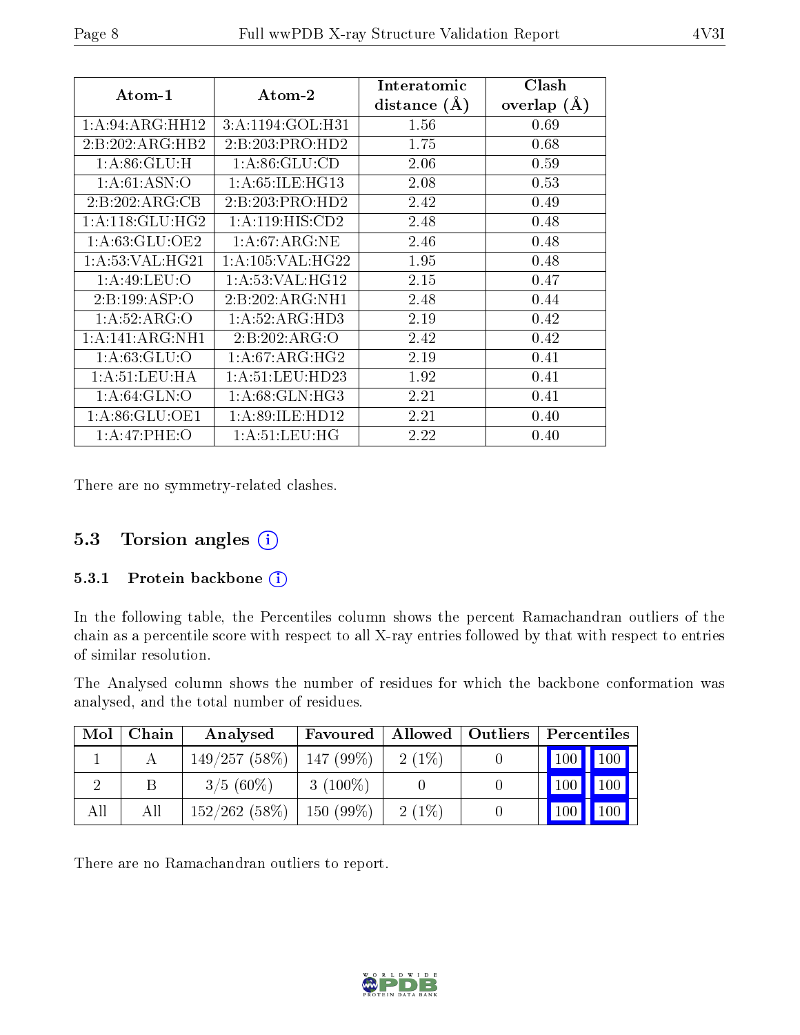| Atom-1 | Atom-2 | Interatomic distance (Å) | Clash overlap (Å) |
|---|---|---|---|
| 1:A:94:ARG:HH12 | 3:A:1194:GOL:H31 | 1.56 | 0.69 |
| 2:B:202:ARG:HB2 | 2:B:203:PRO:HD2 | 1.75 | 0.68 |
| 1:A:86:GLU:H | 1:A:86:GLU:CD | 2.06 | 0.59 |
| 1:A:61:ASN:O | 1:A:65:ILE:HG13 | 2.08 | 0.53 |
| 2:B:202:ARG:CB | 2:B:203:PRO:HD2 | 2.42 | 0.49 |
| 1:A:118:GLU:HG2 | 1:A:119:HIS:CD2 | 2.48 | 0.48 |
| 1:A:63:GLU:OE2 | 1:A:67:ARG:NE | 2.46 | 0.48 |
| 1:A:53:VAL:HG21 | 1:A:105:VAL:HG22 | 1.95 | 0.48 |
| 1:A:49:LEU:O | 1:A:53:VAL:HG12 | 2.15 | 0.47 |
| 2:B:199:ASP:O | 2:B:202:ARG:NH1 | 2.48 | 0.44 |
| 1:A:52:ARG:O | 1:A:52:ARG:HD3 | 2.19 | 0.42 |
| 1:A:141:ARG:NH1 | 2:B:202:ARG:O | 2.42 | 0.42 |
| 1:A:63:GLU:O | 1:A:67:ARG:HG2 | 2.19 | 0.41 |
| 1:A:51:LEU:HA | 1:A:51:LEU:HD23 | 1.92 | 0.41 |
| 1:A:64:GLN:O | 1:A:68:GLN:HG3 | 2.21 | 0.41 |
| 1:A:86:GLU:OE1 | 1:A:89:ILE:HD12 | 2.21 | 0.40 |
| 1:A:47:PHE:O | 1:A:51:LEU:HG | 2.22 | 0.40 |

There are no symmetry-related clashes.

## 5.3 Torsion angles

### 5.3.1 Protein backbone

In the following table, the Percentiles column shows the percent Ramachandran outliers of the chain as a percentile score with respect to all X-ray entries followed by that with respect to entries of similar resolution.

The Analysed column shows the number of residues for which the backbone conformation was analysed, and the total number of residues.

| Mol | Chain | Analysed | Favoured | Allowed | Outliers | Percentiles | |
|---|---|---|---|---|---|---|---|
| 1 | A | 149/257 (58%) | 147 (99%) | 2 (1%) | 0 | 100 | 100 |
| 2 | B | 3/5 (60%) | 3 (100%) | 0 | 0 | 100 | 100 |
| All | All | 152/262 (58%) | 150 (99%) | 2 (1%) | 0 | 100 | 100 |

There are no Ramachandran outliers to report.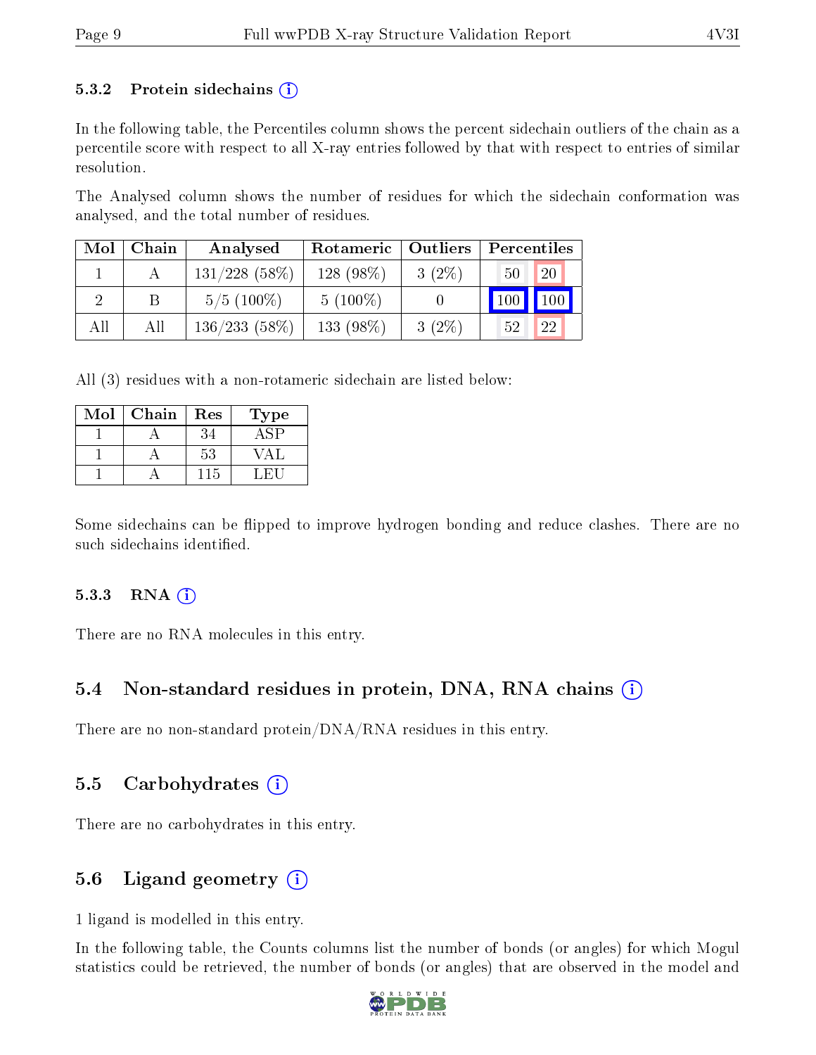#### 5.3.2 Protein sidechains (i)

In the following table, the Percentiles column shows the percent sidechain outliers of the chain as a percentile score with respect to all X-ray entries followed by that with respect to entries of similar resolution.

The Analysed column shows the number of residues for which the sidechain conformation was analysed, and the total number of residues.

| Mol | Chain | Analysed | Rotameric | Outliers | Percentiles | |
|---|---|---|---|---|---|---|
| 1 | A | 131/228 (58%) | 128 (98%) | 3 (2%) | 50 | 20 |
| 2 | B | 5/5 (100%) | 5 (100%) | 0 | 100 | 100 |
| All | All | 136/233 (58%) | 133 (98%) | 3 (2%) | 52 | 22 |

All (3) residues with a non-rotameric sidechain are listed below:

| Mol | Chain | Res | Type |
|---|---|---|---|
| 1 | A | 34 | ASP |
| 1 | A | 53 | VAL |
| 1 | A | 115 | LEU |

Some sidechains can be flipped to improve hydrogen bonding and reduce clashes. There are no such sidechains identified.

#### 5.3.3 RNA (i)

There are no RNA molecules in this entry.

### 5.4 Non-standard residues in protein, DNA, RNA chains (i)

There are no non-standard protein/DNA/RNA residues in this entry.

### 5.5 Carbohydrates (i)

There are no carbohydrates in this entry.

### 5.6 Ligand geometry (i)

1 ligand is modelled in this entry.

In the following table, the Counts columns list the number of bonds (or angles) for which Mogul statistics could be retrieved, the number of bonds (or angles) that are observed in the model and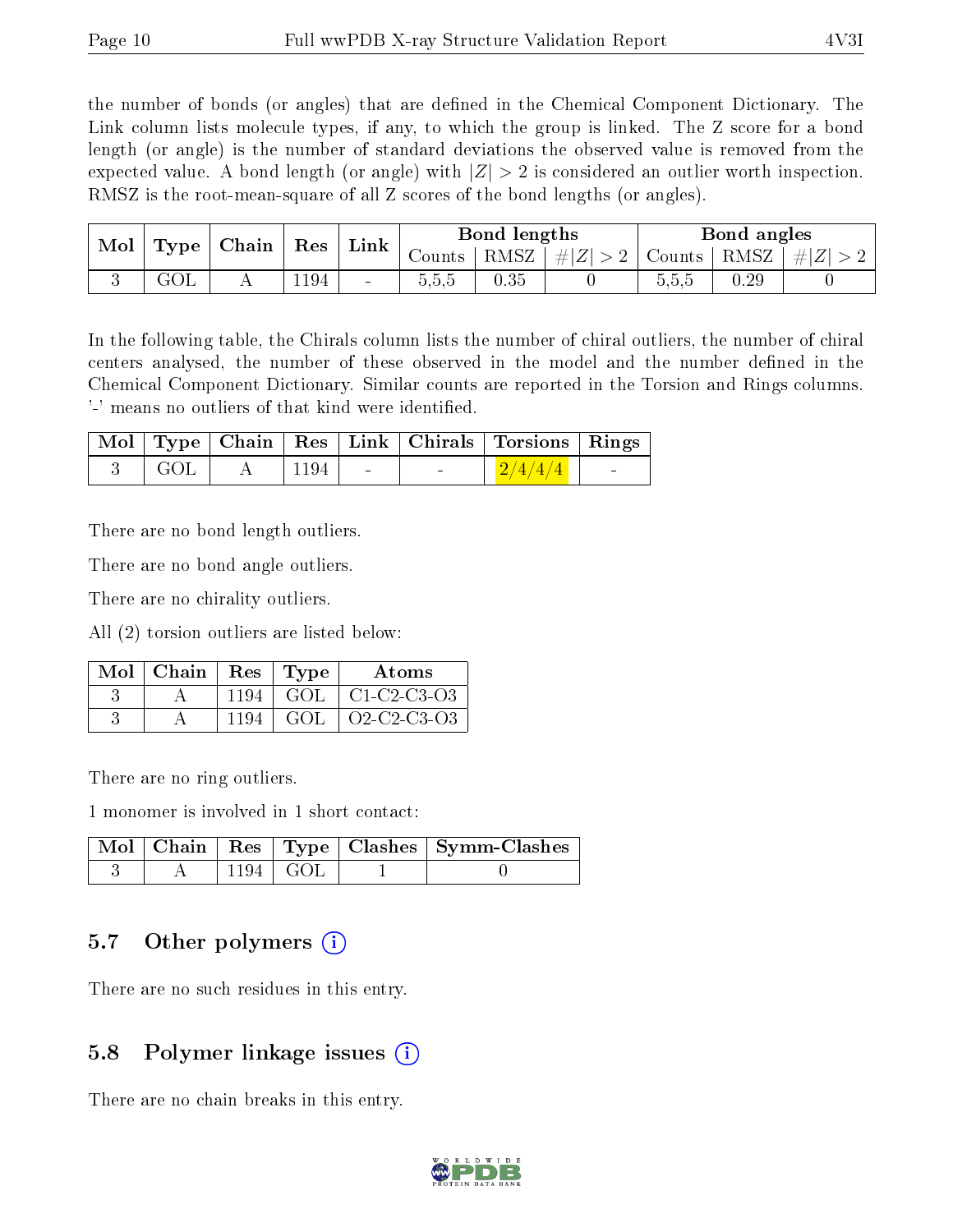the number of bonds (or angles) that are defined in the Chemical Component Dictionary. The Link column lists molecule types, if any, to which the group is linked. The Z score for a bond length (or angle) is the number of standard deviations the observed value is removed from the expected value. A bond length (or angle) with $|Z| > 2$ is considered an outlier worth inspection. RMSZ is the root-mean-square of all Z scores of the bond lengths (or angles).

| Mol | Type | Chain | Res | Link | Bond lengths | | | Bond angles | | |
|---|---|---|---|---|---|---|---|---|---|---|
| | | | | | Counts | RMSZ | $\#\|Z\| > 2$ | Counts | RMSZ | $\#\|Z\| > 2$ |
| 3 | GOL | A | 1194 | - | 5,5,5 | 0.35 | 0 | 5,5,5 | 0.29 | 0 |

In the following table, the Chirals column lists the number of chiral outliers, the number of chiral centers analysed, the number of these observed in the model and the number defined in the Chemical Component Dictionary. Similar counts are reported in the Torsion and Rings columns. '-' means no outliers of that kind were identified.

| Mol | Type | Chain | Res | Link | Chirals | Torsions | Rings |
|---|---|---|---|---|---|---|---|
| 3 | GOL | A | 1194 | - | - | 2/4/4/4 | - |

There are no bond length outliers.

There are no bond angle outliers.

There are no chirality outliers.

All (2) torsion outliers are listed below:

| Mol | Chain | Res | Type | Atoms |
|---|---|---|---|---|
| 3 | A | 1194 | GOL | C1-C2-C3-O3 |
| 3 | A | 1194 | GOL | O2-C2-C3-O3 |

There are no ring outliers.

1 monomer is involved in 1 short contact:

| Mol | Chain | Res | Type | Clashes | Symm-Clashes |
|---|---|---|---|---|---|
| 3 | A | 1194 | GOL | 1 | 0 |

## 5.7 Other polymers

There are no such residues in this entry.

## 5.8 Polymer linkage issues

There are no chain breaks in this entry.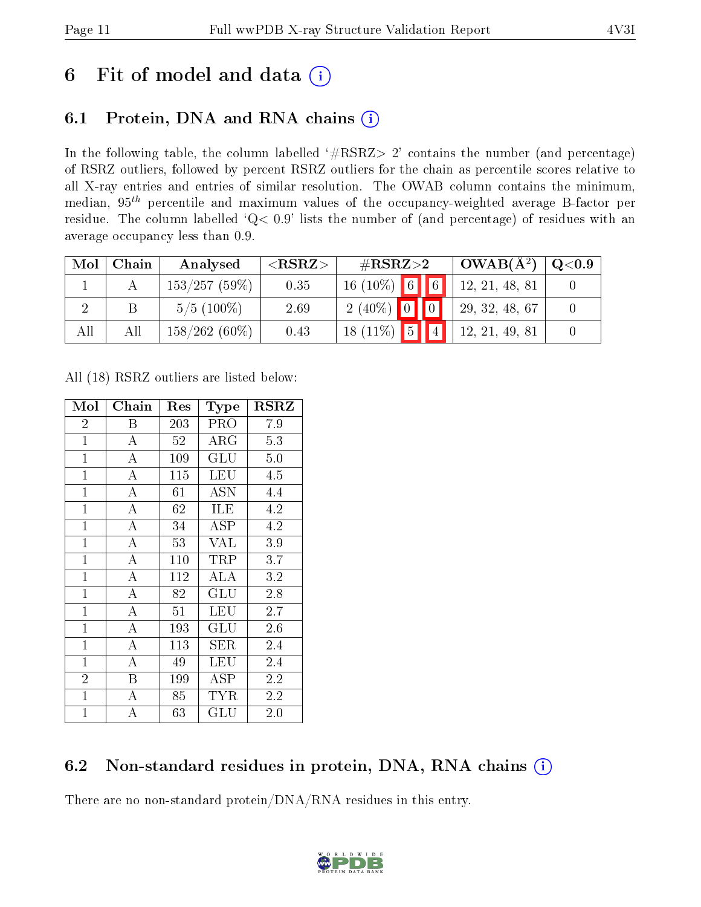# 6 Fit of model and data (i)

## 6.1 Protein, DNA and RNA chains (i)

In the following table, the column labelled '#RSRZ> 2' contains the number (and percentage) of RSRZ outliers, followed by percent RSRZ outliers for the chain as percentile scores relative to all X-ray entries and entries of similar resolution. The OWAB column contains the minimum, median, $95^{th}$ percentile and maximum values of the occupancy-weighted average B-factor per residue. The column labelled 'Q< 0.9' lists the number of (and percentage) of residues with an average occupancy less than 0.9.

| Mol | Chain | Analysed | <RSRZ> | #RSRZ>2 | | | OWAB(Å$^2$) | Q<0.9 |
|---|---|---|---|---|---|---|---|---|
| 1 | A | 153/257 (59%) | 0.35 | 16 (10%) | 6 | 6 | 12, 21, 48, 81 | 0 |
| 2 | B | 5/5 (100%) | 2.69 | 2 (40%) | 0 | 0 | 29, 32, 48, 67 | 0 |
| All | All | 158/262 (60%) | 0.43 | 18 (11%) | 5 | 4 | 12, 21, 49, 81 | 0 |

All (18) RSRZ outliers are listed below:

| Mol | Chain | Res | Type | RSRZ |
|---|---|---|---|---|
| 2 | B | 203 | PRO | 7.9 |
| 1 | A | 52 | ARG | 5.3 |
| 1 | A | 109 | GLU | 5.0 |
| 1 | A | 115 | LEU | 4.5 |
| 1 | A | 61 | ASN | 4.4 |
| 1 | A | 62 | ILE | 4.2 |
| 1 | A | 34 | ASP | 4.2 |
| 1 | A | 53 | VAL | 3.9 |
| 1 | A | 110 | TRP | 3.7 |
| 1 | A | 112 | ALA | 3.2 |
| 1 | A | 82 | GLU | 2.8 |
| 1 | A | 51 | LEU | 2.7 |
| 1 | A | 193 | GLU | 2.6 |
| 1 | A | 113 | SER | 2.4 |
| 1 | A | 49 | LEU | 2.4 |
| 2 | B | 199 | ASP | 2.2 |
| 1 | A | 85 | TYR | 2.2 |
| 1 | A | 63 | GLU | 2.0 |

## 6.2 Non-standard residues in protein, DNA, RNA chains (i)

There are no non-standard protein/DNA/RNA residues in this entry.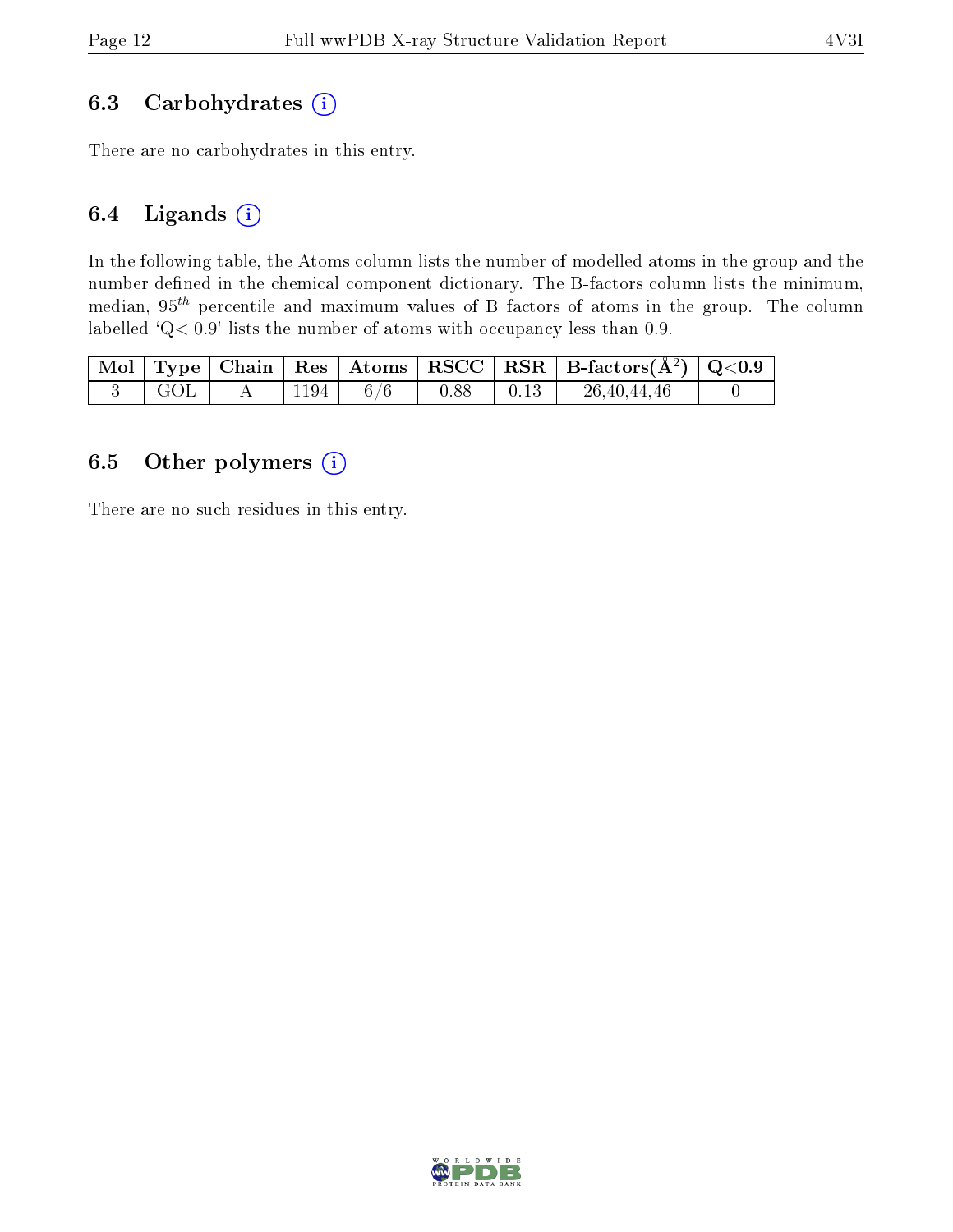### 6.3 Carbohydrates

There are no carbohydrates in this entry.

### 6.4 Ligands

In the following table, the Atoms column lists the number of modelled atoms in the group and the number defined in the chemical component dictionary. The B-factors column lists the minimum, median, $95^{th}$ percentile and maximum values of B factors of atoms in the group. The column labelled 'Q< 0.9' lists the number of atoms with occupancy less than 0.9.

| Mol | Type | Chain | Res | Atoms | RSCC | RSR | B-factors(Å$^2$) | Q<0.9 |
|---|---|---|---|---|---|---|---|---|
| 3 | GOL | A | 1194 | 6/6 | 0.88 | 0.13 | 26,40,44,46 | 0 |

### 6.5 Other polymers

There are no such residues in this entry.